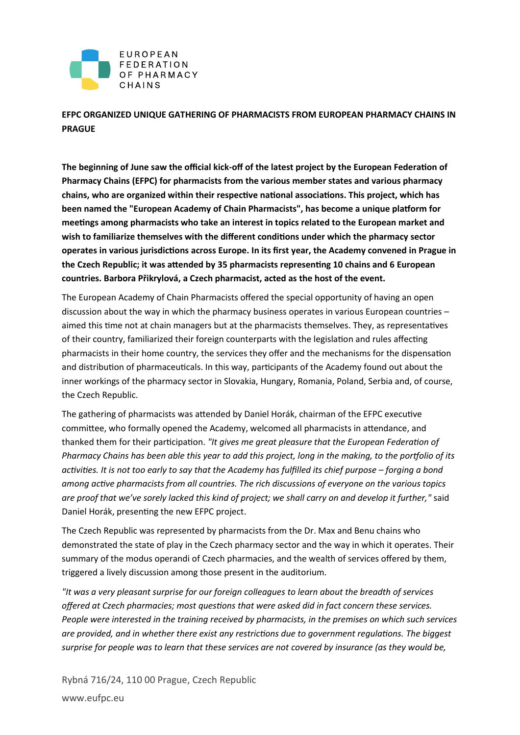EUROPEAN FEDERATION OF PHARMACY CHAINS

# EFPC ORGANIZED UNIQUE GATHERING OF PHARMACISTS FROM EUROPEAN PHARMACY CHAINS IN PRAGUE

**The beginning of June saw the official kick-off of the latest project by the European Federation of Pharmacy Chains (EFPC) for pharmacists from the various member states and various pharmacy chains, who are organized within their respective national associations. This project, which has been named the "European Academy of Chain Pharmacists", has become a unique platform for meetings among pharmacists who take an interest in topics related to the European market and wish to familiarize themselves with the different conditions under which the pharmacy sector operates in various jurisdictions across Europe. In its first year, the Academy convened in Prague in the Czech Republic; it was attended by 35 pharmacists representing 10 chains and 6 European countries. Barbora Přikrylová, a Czech pharmacist, acted as the host of the event.**

The European Academy of Chain Pharmacists offered the special opportunity of having an open discussion about the way in which the pharmacy business operates in various European countries – aimed this time not at chain managers but at the pharmacists themselves. They, as representatives of their country, familiarized their foreign counterparts with the legislation and rules affecting pharmacists in their home country, the services they offer and the mechanisms for the dispensation and distribution of pharmaceuticals. In this way, participants of the Academy found out about the inner workings of the pharmacy sector in Slovakia, Hungary, Romania, Poland, Serbia and, of course, the Czech Republic.

The gathering of pharmacists was attended by Daniel Horák, chairman of the EFPC executive committee, who formally opened the Academy, welcomed all pharmacists in attendance, and thanked them for their participation. *"It gives me great pleasure that the European Federation of Pharmacy Chains has been able this year to add this project, long in the making, to the portfolio of its activities. It is not too early to say that the Academy has fulfilled its chief purpose – forging a bond among active pharmacists from all countries. The rich discussions of everyone on the various topics are proof that we've sorely lacked this kind of project; we shall carry on and develop it further,"* said Daniel Horák, presenting the new EFPC project.

The Czech Republic was represented by pharmacists from the Dr. Max and Benu chains who demonstrated the state of play in the Czech pharmacy sector and the way in which it operates. Their summary of the modus operandi of Czech pharmacies, and the wealth of services offered by them, triggered a lively discussion among those present in the auditorium.

*"It was a very pleasant surprise for our foreign colleagues to learn about the breadth of services offered at Czech pharmacies; most questions that were asked did in fact concern these services. People were interested in the training received by pharmacists, in the premises on which such services are provided, and in whether there exist any restrictions due to government regulations. The biggest surprise for people was to learn that these services are not covered by insurance (as they would be,*

Rybná 716/24, 110 00 Prague, Czech Republic

www.eufpc.eu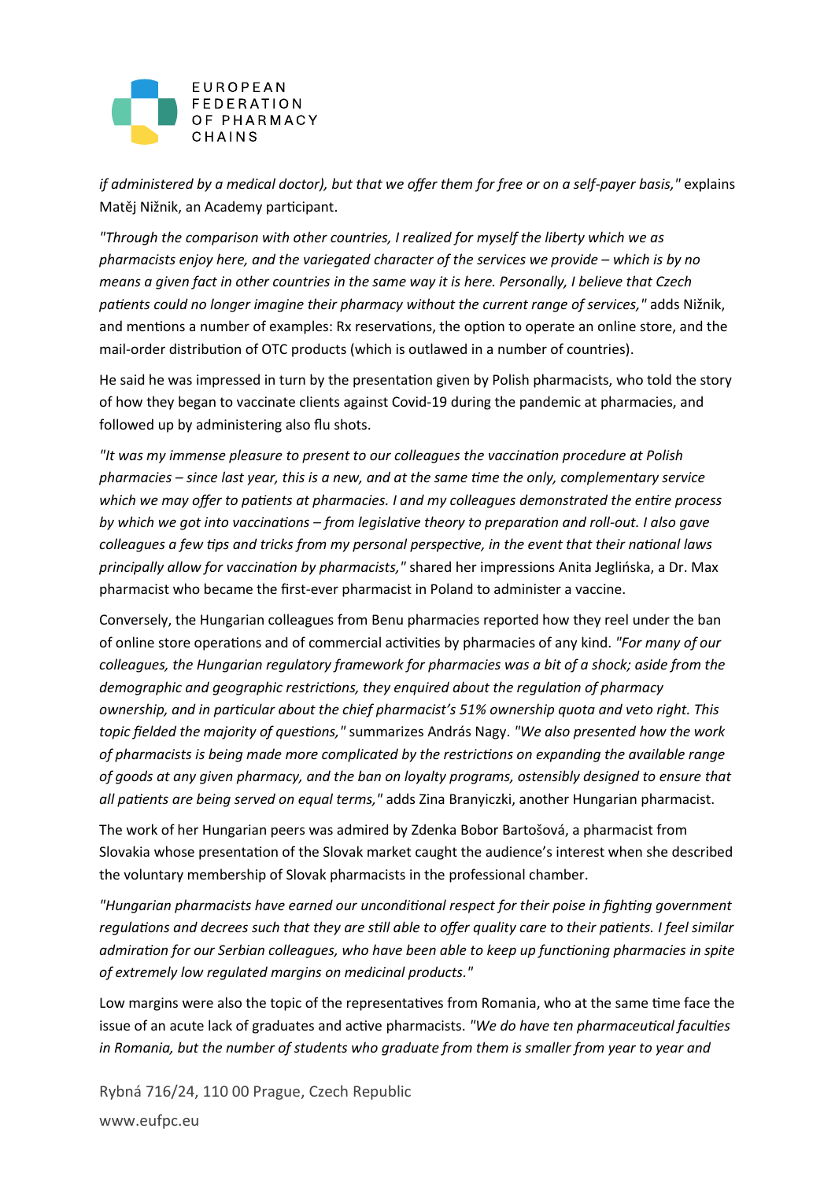*if administered by a medical doctor), but that we offer them for free or on a self-payer basis,"* explains Matěj Nižnik, an Academy participant.

*"Through the comparison with other countries, I realized for myself the liberty which we as pharmacists enjoy here, and the variegated character of the services we provide – which is by no means a given fact in other countries in the same way it is here. Personally, I believe that Czech patients could no longer imagine their pharmacy without the current range of services,"* adds Nižnik, and mentions a number of examples: Rx reservations, the option to operate an online store, and the mail-order distribution of OTC products (which is outlawed in a number of countries).

He said he was impressed in turn by the presentation given by Polish pharmacists, who told the story of how they began to vaccinate clients against Covid-19 during the pandemic at pharmacies, and followed up by administering also flu shots.

*"It was my immense pleasure to present to our colleagues the vaccination procedure at Polish pharmacies – since last year, this is a new, and at the same time the only, complementary service which we may offer to patients at pharmacies. I and my colleagues demonstrated the entire process by which we got into vaccinations – from legislative theory to preparation and roll-out. I also gave colleagues a few tips and tricks from my personal perspective, in the event that their national laws principally allow for vaccination by pharmacists,"* shared her impressions Anita Jeglińska, a Dr. Max pharmacist who became the first-ever pharmacist in Poland to administer a vaccine.

Conversely, the Hungarian colleagues from Benu pharmacies reported how they reel under the ban of online store operations and of commercial activities by pharmacies of any kind. *"For many of our colleagues, the Hungarian regulatory framework for pharmacies was a bit of a shock; aside from the demographic and geographic restrictions, they enquired about the regulation of pharmacy ownership, and in particular about the chief pharmacist's 51% ownership quota and veto right. This topic fielded the majority of questions,"* summarizes András Nagy. *"We also presented how the work of pharmacists is being made more complicated by the restrictions on expanding the available range of goods at any given pharmacy, and the ban on loyalty programs, ostensibly designed to ensure that all patients are being served on equal terms,"* adds Zina Branyiczki, another Hungarian pharmacist.

The work of her Hungarian peers was admired by Zdenka Bobor Bartošová, a pharmacist from Slovakia whose presentation of the Slovak market caught the audience's interest when she described the voluntary membership of Slovak pharmacists in the professional chamber.

*"Hungarian pharmacists have earned our unconditional respect for their poise in fighting government regulations and decrees such that they are still able to offer quality care to their patients. I feel similar admiration for our Serbian colleagues, who have been able to keep up functioning pharmacies in spite of extremely low regulated margins on medicinal products."*

Low margins were also the topic of the representatives from Romania, who at the same time face the issue of an acute lack of graduates and active pharmacists. *"We do have ten pharmaceutical faculties in Romania, but the number of students who graduate from them is smaller from year to year and*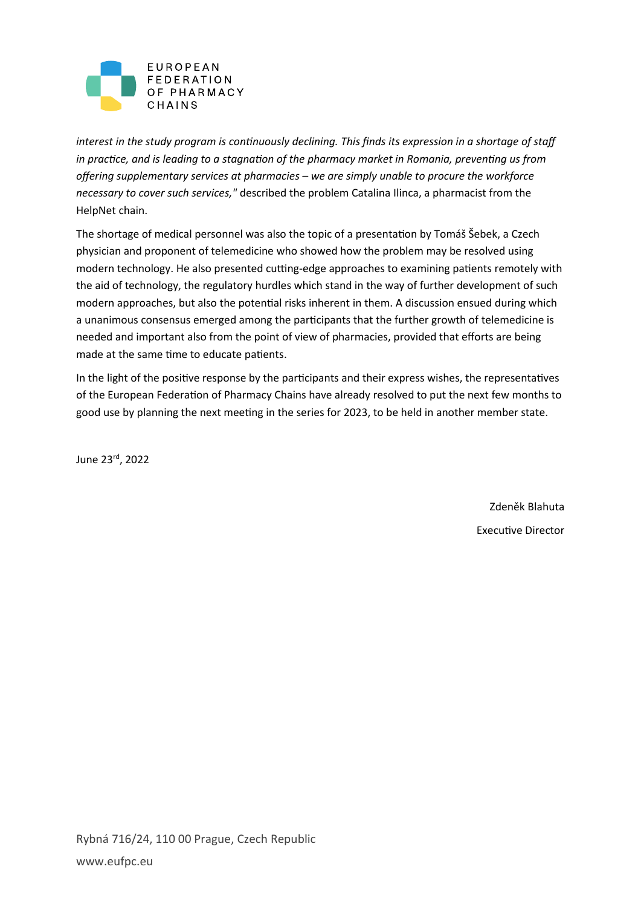*interest in the study program is continuously declining. This finds its expression in a shortage of staff in practice, and is leading to a stagnation of the pharmacy market in Romania, preventing us from offering supplementary services at pharmacies – we are simply unable to procure the workforce necessary to cover such services,"* described the problem Catalina Ilinca, a pharmacist from the HelpNet chain.

The shortage of medical personnel was also the topic of a presentation by Tomáš Šebek, a Czech physician and proponent of telemedicine who showed how the problem may be resolved using modern technology. He also presented cutting-edge approaches to examining patients remotely with the aid of technology, the regulatory hurdles which stand in the way of further development of such modern approaches, but also the potential risks inherent in them. A discussion ensued during which a unanimous consensus emerged among the participants that the further growth of telemedicine is needed and important also from the point of view of pharmacies, provided that efforts are being made at the same time to educate patients.

In the light of the positive response by the participants and their express wishes, the representatives of the European Federation of Pharmacy Chains have already resolved to put the next few months to good use by planning the next meeting in the series for 2023, to be held in another member state.

June 23rd, 2022

Zdeněk Blahuta

Executive Director